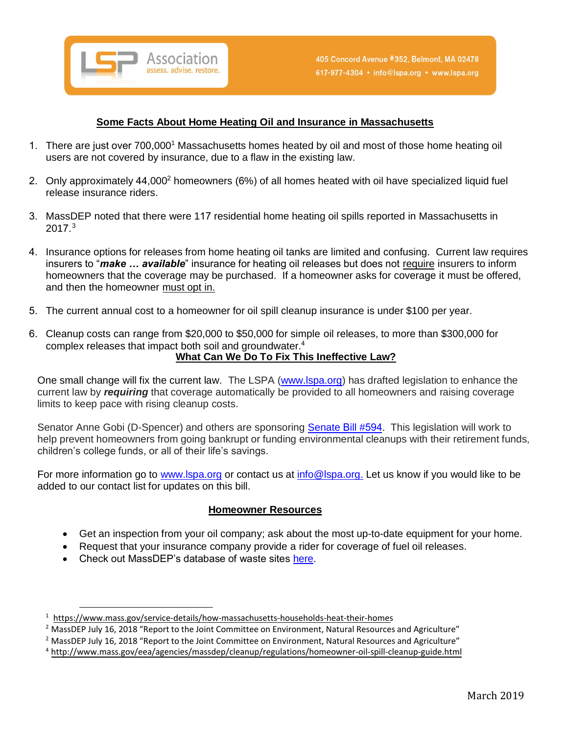LSP Association
assess. advise. restore.

405 Concord Avenue #352, Belmont, MA 02478
617-977-4304 • info@lspa.org • www.lspa.org

## Some Facts About Home Heating Oil and Insurance in Massachusetts

1. There are just over 700,000[1] Massachusetts homes heated by oil and most of those home heating oil users are not covered by insurance, due to a flaw in the existing law.

2. Only approximately 44,000[2] homeowners (6%) of all homes heated with oil have specialized liquid fuel release insurance riders.

3. MassDEP noted that there were 117 residential home heating oil spills reported in Massachusetts in 2017.[3]

4. Insurance options for releases from home heating oil tanks are limited and confusing. Current law requires insurers to "***make … available***" insurance for heating oil releases but does not require insurers to inform homeowners that the coverage may be purchased. If a homeowner asks for coverage it must be offered, and then the homeowner must opt in.

5. The current annual cost to a homeowner for oil spill cleanup insurance is under $100 per year.

6. Cleanup costs can range from $20,000 to $50,000 for simple oil releases, to more than $300,000 for complex releases that impact both soil and groundwater.[4]

## What Can We Do To Fix This Ineffective Law?

One small change will fix the current law. The LSPA (www.lspa.org) has drafted legislation to enhance the current law by ***requiring*** that coverage automatically be provided to all homeowners and raising coverage limits to keep pace with rising cleanup costs.

Senator Anne Gobi (D-Spencer) and others are sponsoring Senate Bill #594. This legislation will work to help prevent homeowners from going bankrupt or funding environmental cleanups with their retirement funds, children's college funds, or all of their life's savings.

For more information go to www.lspa.org or contact us at info@lspa.org. Let us know if you would like to be added to our contact list for updates on this bill.

## Homeowner Resources

- Get an inspection from your oil company; ask about the most up-to-date equipment for your home.
- Request that your insurance company provide a rider for coverage of fuel oil releases.
- Check out MassDEP's database of waste sites here.

---

[1] https://www.mass.gov/service-details/how-massachusetts-households-heat-their-homes
[2] MassDEP July 16, 2018 "Report to the Joint Committee on Environment, Natural Resources and Agriculture"
[2] MassDEP July 16, 2018 "Report to the Joint Committee on Environment, Natural Resources and Agriculture"
[4] http://www.mass.gov/eea/agencies/massdep/cleanup/regulations/homeowner-oil-spill-cleanup-guide.html

March 2019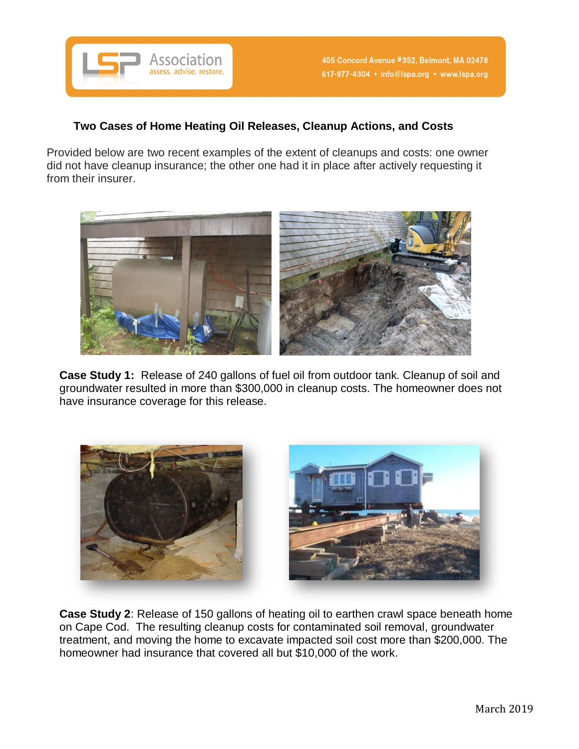## Two Cases of Home Heating Oil Releases, Cleanup Actions, and Costs

Provided below are two recent examples of the extent of cleanups and costs: one owner did not have cleanup insurance; the other one had it in place after actively requesting it from their insurer.

**Case Study 1:** Release of 240 gallons of fuel oil from outdoor tank. Cleanup of soil and groundwater resulted in more than $300,000 in cleanup costs. The homeowner does not have insurance coverage for this release.

**Case Study 2**: Release of 150 gallons of heating oil to earthen crawl space beneath home on Cape Cod. The resulting cleanup costs for contaminated soil removal, groundwater treatment, and moving the home to excavate impacted soil cost more than $200,000. The homeowner had insurance that covered all but $10,000 of the work.

March 2019